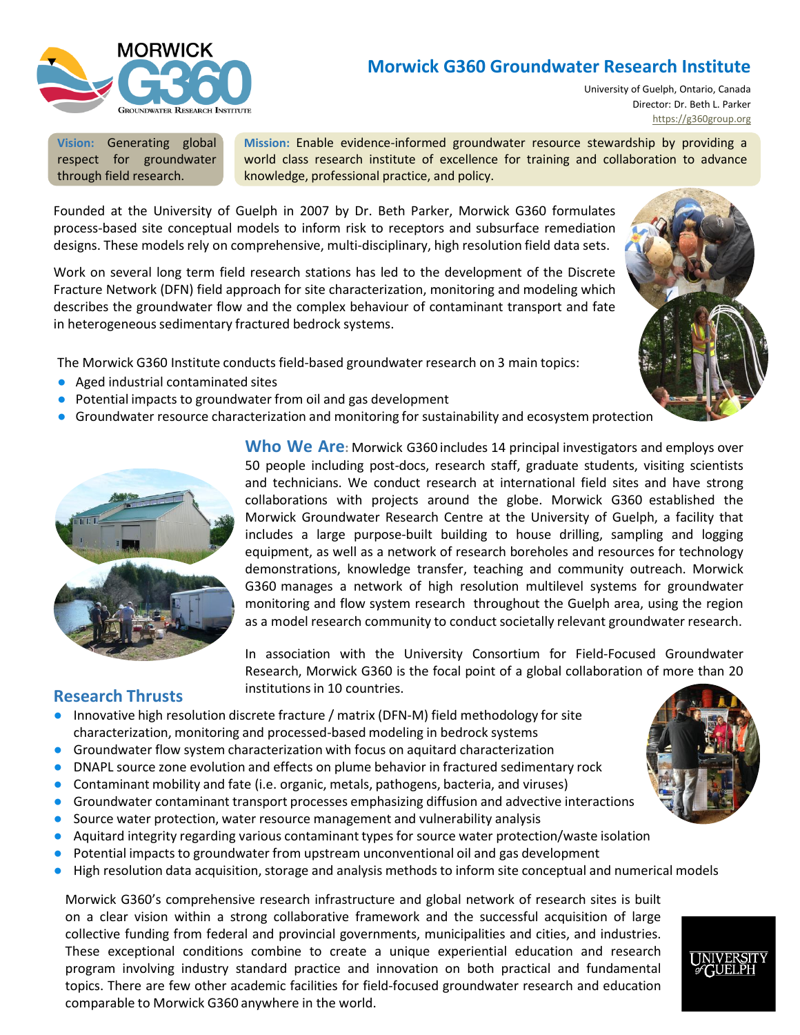# Morwick G360 Groundwater Research Institute

University of Guelph, Ontario, Canada
Director: Dr. Beth L. Parker
https://g360group.org

**Vision:** Generating global respect for groundwater through field research.

**Mission:** Enable evidence-informed groundwater resource stewardship by providing a world class research institute of excellence for training and collaboration to advance knowledge, professional practice, and policy.

Founded at the University of Guelph in 2007 by Dr. Beth Parker, Morwick G360 formulates process-based site conceptual models to inform risk to receptors and subsurface remediation designs. These models rely on comprehensive, multi-disciplinary, high resolution field data sets.

Work on several long term field research stations has led to the development of the Discrete Fracture Network (DFN) field approach for site characterization, monitoring and modeling which describes the groundwater flow and the complex behaviour of contaminant transport and fate in heterogeneous sedimentary fractured bedrock systems.

The Morwick G360 Institute conducts field-based groundwater research on 3 main topics:

- Aged industrial contaminated sites
- Potential impacts to groundwater from oil and gas development
- Groundwater resource characterization and monitoring for sustainability and ecosystem protection

**Who We Are:** Morwick G360 includes 14 principal investigators and employs over 50 people including post-docs, research staff, graduate students, visiting scientists and technicians. We conduct research at international field sites and have strong collaborations with projects around the globe. Morwick G360 established the Morwick Groundwater Research Centre at the University of Guelph, a facility that includes a large purpose-built building to house drilling, sampling and logging equipment, as well as a network of research boreholes and resources for technology demonstrations, knowledge transfer, teaching and community outreach. Morwick G360 manages a network of high resolution multilevel systems for groundwater monitoring and flow system research throughout the Guelph area, using the region as a model research community to conduct societally relevant groundwater research.

In association with the University Consortium for Field-Focused Groundwater Research, Morwick G360 is the focal point of a global collaboration of more than 20 institutions in 10 countries.

## Research Thrusts

- Innovative high resolution discrete fracture / matrix (DFN-M) field methodology for site characterization, monitoring and processed-based modeling in bedrock systems
- Groundwater flow system characterization with focus on aquitard characterization
- DNAPL source zone evolution and effects on plume behavior in fractured sedimentary rock
- Contaminant mobility and fate (i.e. organic, metals, pathogens, bacteria, and viruses)
- Groundwater contaminant transport processes emphasizing diffusion and advective interactions
- Source water protection, water resource management and vulnerability analysis
- Aquitard integrity regarding various contaminant types for source water protection/waste isolation
- Potential impacts to groundwater from upstream unconventional oil and gas development
- High resolution data acquisition, storage and analysis methods to inform site conceptual and numerical models

Morwick G360's comprehensive research infrastructure and global network of research sites is built on a clear vision within a strong collaborative framework and the successful acquisition of large collective funding from federal and provincial governments, municipalities and cities, and industries. These exceptional conditions combine to create a unique experiential education and research program involving industry standard practice and innovation on both practical and fundamental topics. There are few other academic facilities for field-focused groundwater research and education comparable to Morwick G360 anywhere in the world.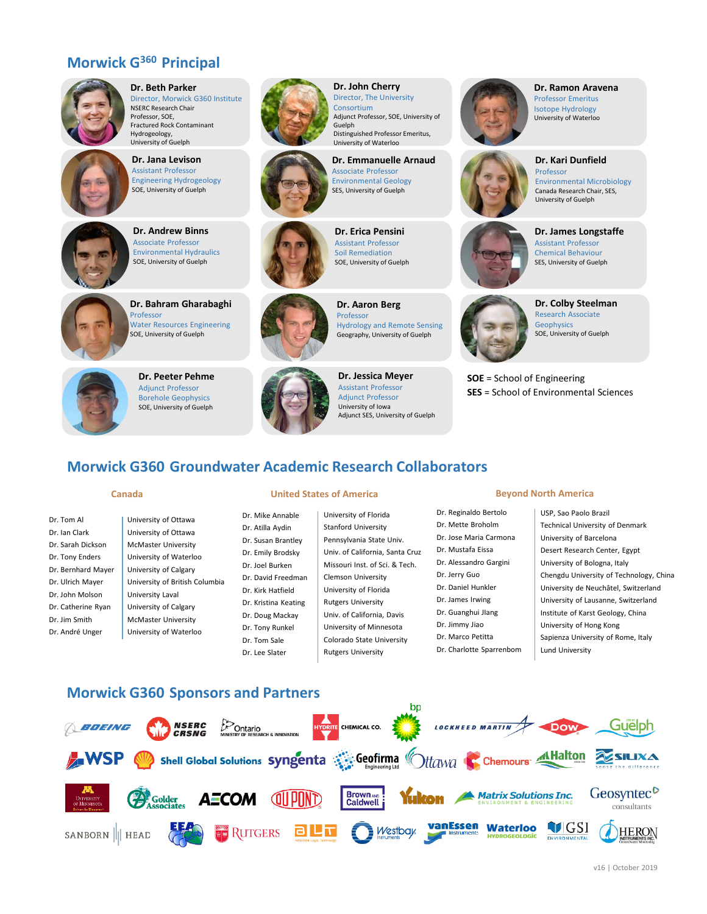## Morwick G$^{360}$ Principal

**Dr. Beth Parker**
Director, Morwick G360 Institute
NSERC Research Chair
Professor, SOE,
Fractured Rock Contaminant Hydrogeology,
University of Guelph

**Dr. John Cherry**
Director, The University Consortium
Adjunct Professor, SOE, University of Guelph
Distinguished Professor Emeritus, University of Waterloo

**Dr. Ramon Aravena**
Professor Emeritus
Isotope Hydrology
University of Waterloo

**Dr. Jana Levison**
Assistant Professor
Engineering Hydrogeology
SOE, University of Guelph

**Dr. Emmanuelle Arnaud**
Associate Professor
Environmental Geology
SES, University of Guelph

**Dr. Kari Dunfield**
Professor
Environmental Microbiology
Canada Research Chair, SES, University of Guelph

**Dr. Andrew Binns**
Associate Professor
Environmental Hydraulics
SOE, University of Guelph

**Dr. Erica Pensini**
Assistant Professor
Soil Remediation
SOE, University of Guelph

**Dr. James Longstaffe**
Assistant Professor
Chemical Behaviour
SES, University of Guelph

**Dr. Bahram Gharabaghi**
Professor
Water Resources Engineering
SOE, University of Guelph

**Dr. Aaron Berg**
Professor
Hydrology and Remote Sensing
Geography, University of Guelph

**Dr. Colby Steelman**
Research Associate
Geophysics
SOE, University of Guelph

**Dr. Peeter Pehme**
Adjunct Professor
Borehole Geophysics
SOE, University of Guelph

**Dr. Jessica Meyer**
Assistant Professor
Adjunct Professor
University of Iowa
Adjunct SES, University of Guelph

**SOE** = School of Engineering
**SES** = School of Environmental Sciences

## Morwick G360 Groundwater Academic Research Collaborators

### Canada

| | |
|---|---|
| Dr. Tom Al | University of Ottawa |
| Dr. Ian Clark | University of Ottawa |
| Dr. Sarah Dickson | McMaster University |
| Dr. Tony Enders | University of Waterloo |
| Dr. Bernhard Mayer | University of Calgary |
| Dr. Ulrich Mayer | University of British Columbia |
| Dr. John Molson | University Laval |
| Dr. Catherine Ryan | University of Calgary |
| Dr. Jim Smith | McMaster University |
| Dr. André Unger | University of Waterloo |

### United States of America

| | |
|---|---|
| Dr. Mike Annable | University of Florida |
| Dr. Atilla Aydin | Stanford University |
| Dr. Susan Brantley | Pennsylvania State Univ. |
| Dr. Emily Brodsky | Univ. of California, Santa Cruz |
| Dr. Joel Burken | Missouri Inst. of Sci. & Tech. |
| Dr. David Freedman | Clemson University |
| Dr. Kirk Hatfield | University of Florida |
| Dr. Kristina Keating | Rutgers University |
| Dr. Doug Mackay | Univ. of California, Davis |
| Dr. Tony Runkel | University of Minnesota |
| Dr. Tom Sale | Colorado State University |
| Dr. Lee Slater | Rutgers University |

### Beyond North America

| | |
|---|---|
| Dr. Reginaldo Bertolo | USP, Sao Paolo Brazil |
| Dr. Mette Broholm | Technical University of Denmark |
| Dr. Jose Maria Carmona | University of Barcelona |
| Dr. Mustafa Eissa | Desert Research Center, Egypt |
| Dr. Alessandro Gargini | University of Bologna, Italy |
| Dr. Jerry Guo | Chengdu University of Technology, China |
| Dr. Daniel Hunkler | University de Neuchâtel, Switzerland |
| Dr. James Irwing | University of Lausanne, Switzerland |
| Dr. Guanghui JIang | Institute of Karst Geology, China |
| Dr. Jimmy Jiao | University of Hong Kong |
| Dr. Marco Petitta | Sapienza University of Rome, Italy |
| Dr. Charlotte Sparrenbom | Lund University |

## Morwick G360 Sponsors and Partners

Boeing, NSERC CRSNG, Ontario Ministry of Research & Innovation, Hydrite Chemical Co., bp, Lockheed Martin, Dow, Guelph, WSP, Shell Global Solutions, Syngenta, Geofirma Engineering Ltd, Ottawa, Chemours, Halton, Silixa, University of Minnesota, Golder Associates, AECOM, DuPont, Brown and Caldwell, Yukon, Matrix Solutions Inc., Geosyntec Consultants, Sanborn Head, EEA, Rutgers, ALT, Westbay Instruments, vanEssen Instruments, Waterloo Hydrogeologic, GSI Environmental, Heron Instruments Inc.

v16 | October 2019